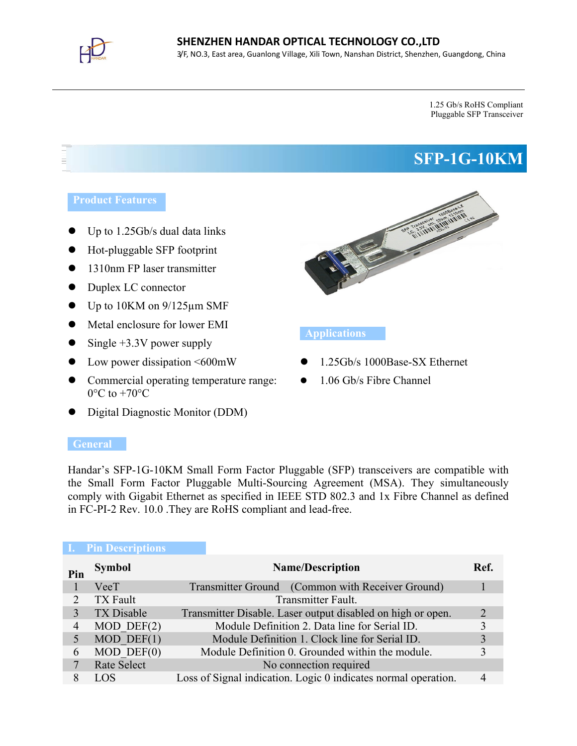**SHENZHEN HANDAR OPTICAL TECHNOLOGY CO.,LTD**
3/F, NO.3, East area, Guanlong Village, Xili Town, Nanshan District, Shenzhen, Guangdong, China

1.25 Gb/s RoHS Compliant
Pluggable SFP Transceiver

# SFP-1G-10KM

## Product Features

- Up to 1.25Gb/s dual data links
- Hot-pluggable SFP footprint
- 1310nm FP laser transmitter
- Duplex LC connector
- Up to 10KM on 9/125µm SMF
- Metal enclosure for lower EMI
- Single +3.3V power supply
- Low power dissipation <600mW
- Commercial operating temperature range: 0°C to +70°C
- Digital Diagnostic Monitor (DDM)

## Applications

- 1.25Gb/s 1000Base-SX Ethernet
- 1.06 Gb/s Fibre Channel

## General

Handar's SFP-1G-10KM Small Form Factor Pluggable (SFP) transceivers are compatible with the Small Form Factor Pluggable Multi-Sourcing Agreement (MSA). They simultaneously comply with Gigabit Ethernet as specified in IEEE STD 802.3 and 1x Fibre Channel as defined in FC-PI-2 Rev. 10.0 .They are RoHS compliant and lead-free.

## I. Pin Descriptions

| Pin | Symbol | Name/Description | Ref. |
|---|---|---|---|
| 1 | VeeT | Transmitter Ground (Common with Receiver Ground) | 1 |
| 2 | TX Fault | Transmitter Fault. | |
| 3 | TX Disable | Transmitter Disable. Laser output disabled on high or open. | 2 |
| 4 | MOD_DEF(2) | Module Definition 2. Data line for Serial ID. | 3 |
| 5 | MOD_DEF(1) | Module Definition 1. Clock line for Serial ID. | 3 |
| 6 | MOD_DEF(0) | Module Definition 0. Grounded within the module. | 3 |
| 7 | Rate Select | No connection required | |
| 8 | LOS | Loss of Signal indication. Logic 0 indicates normal operation. | 4 |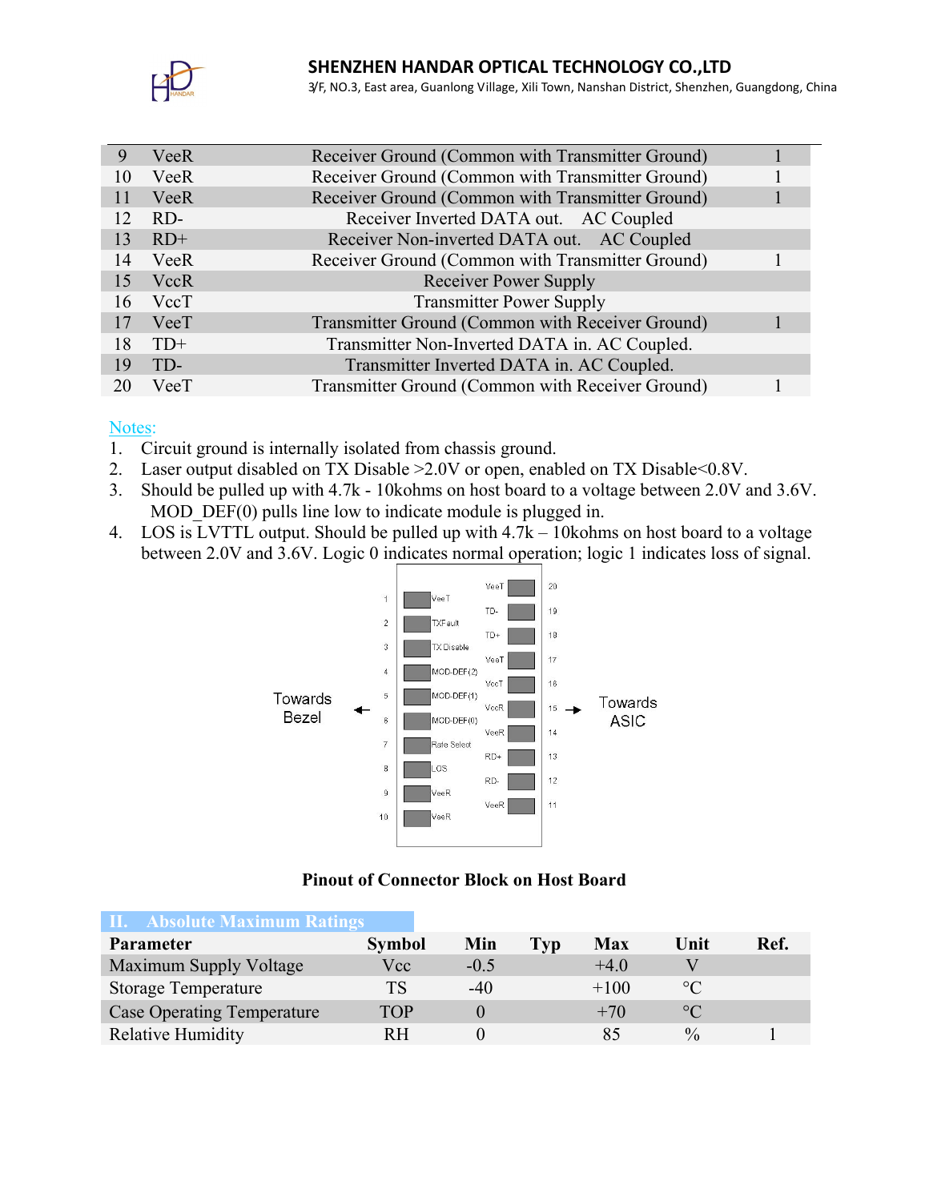| 9 | VeeR | Receiver Ground (Common with Transmitter Ground) | 1 |
|---|---|---|---|
| 10 | VeeR | Receiver Ground (Common with Transmitter Ground) | 1 |
| 11 | VeeR | Receiver Ground (Common with Transmitter Ground) | 1 |
| 12 | RD- | Receiver Inverted DATA out. AC Coupled | |
| 13 | RD+ | Receiver Non-inverted DATA out. AC Coupled | |
| 14 | VeeR | Receiver Ground (Common with Transmitter Ground) | 1 |
| 15 | VccR | Receiver Power Supply | |
| 16 | VccT | Transmitter Power Supply | |
| 17 | VeeT | Transmitter Ground (Common with Receiver Ground) | 1 |
| 18 | TD+ | Transmitter Non-Inverted DATA in. AC Coupled. | |
| 19 | TD- | Transmitter Inverted DATA in. AC Coupled. | |
| 20 | VeeT | Transmitter Ground (Common with Receiver Ground) | 1 |

Notes:

1. Circuit ground is internally isolated from chassis ground.
2. Laser output disabled on TX Disable >2.0V or open, enabled on TX Disable<0.8V.
3. Should be pulled up with 4.7k - 10kohms on host board to a voltage between 2.0V and 3.6V. MOD_DEF(0) pulls line low to indicate module is plugged in.
4. LOS is LVTTL output. Should be pulled up with 4.7k – 10kohms on host board to a voltage between 2.0V and 3.6V. Logic 0 indicates normal operation; logic 1 indicates loss of signal.

| Pin | Left side | Right side | Pin |
|---|---|---|---|
| 1 | VeeT | VeeT | 20 |
| 2 | TXFault | TD- | 19 |
| 3 | TX Disable | TD+ | 18 |
| 4 | MOD-DEF(2) | VeeT | 17 |
| 5 | MOD-DEF(1) | VccT | 16 |
| 6 | MOD-DEF(0) | VccR | 15 |
| 7 | Rate Select | VeeR | 14 |
| 8 | LOS | RD+ | 13 |
| 9 | VeeR | RD- | 12 |
| 10 | VeeR | VeeR | 11 |

Towards Bezel ← → Towards ASIC

**Pinout of Connector Block on Host Board**

## II. Absolute Maximum Ratings

| Parameter | Symbol | Min | Typ | Max | Unit | Ref. |
|---|---|---|---|---|---|---|
| Maximum Supply Voltage | Vcc | -0.5 | | +4.0 | V | |
| Storage Temperature | TS | -40 | | +100 | °C | |
| Case Operating Temperature | TOP | 0 | | +70 | °C | |
| Relative Humidity | RH | 0 | | 85 | % | 1 |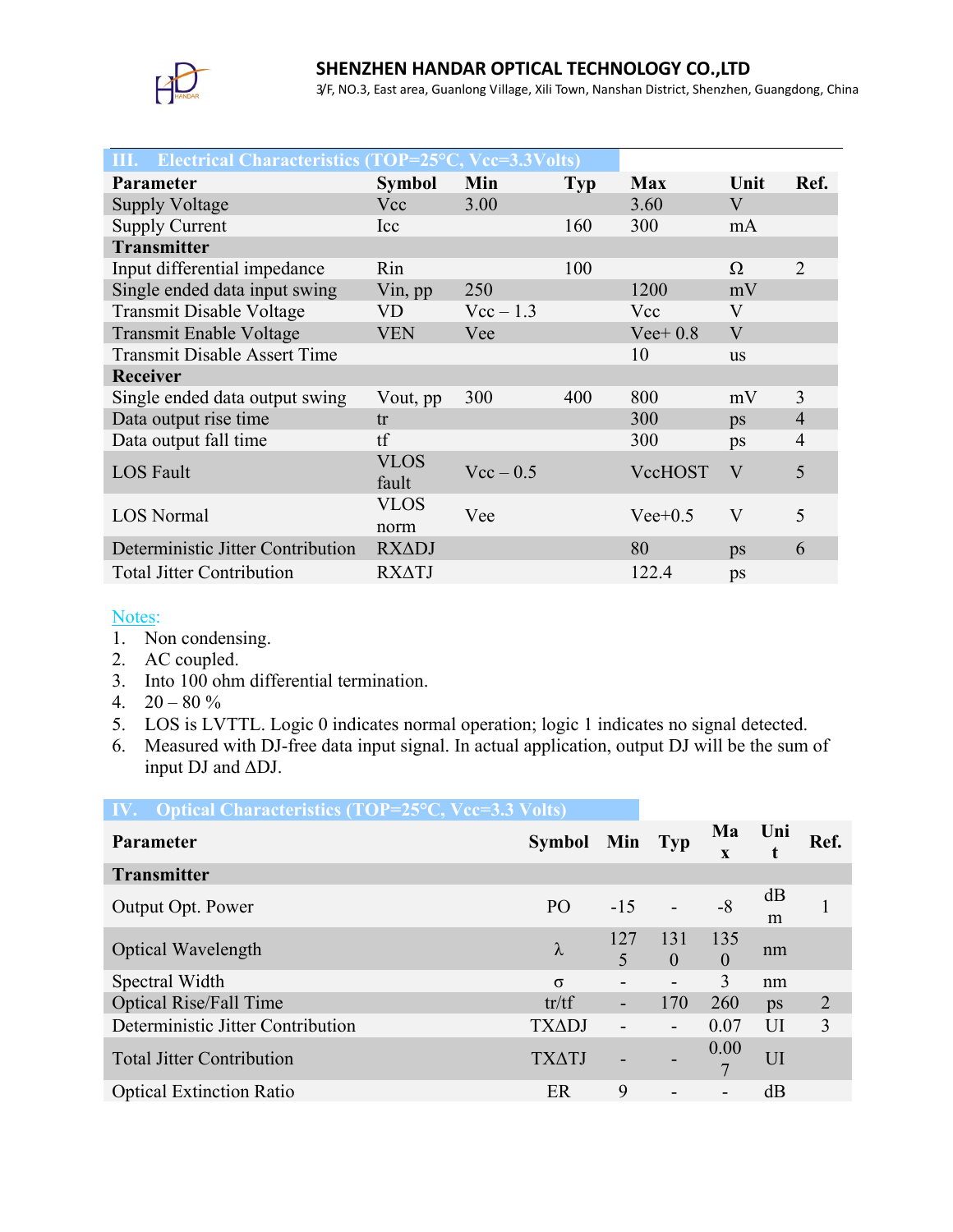## III. Electrical Characteristics (TOP=25°C, Vcc=3.3Volts)

| Parameter | Symbol | Min | Typ | Max | Unit | Ref. |
|---|---|---|---|---|---|---|
| Supply Voltage | Vcc | 3.00 | | 3.60 | V | |
| Supply Current | Icc | | 160 | 300 | mA | |
| **Transmitter** | | | | | | |
| Input differential impedance | Rin | | 100 | | Ω | 2 |
| Single ended data input swing | Vin, pp | 250 | | 1200 | mV | |
| Transmit Disable Voltage | VD | Vcc – 1.3 | | Vcc | V | |
| Transmit Enable Voltage | VEN | Vee | | Vee+ 0.8 | V | |
| Transmit Disable Assert Time | | | | 10 | us | |
| **Receiver** | | | | | | |
| Single ended data output swing | Vout, pp | 300 | 400 | 800 | mV | 3 |
| Data output rise time | tr | | | 300 | ps | 4 |
| Data output fall time | tf | | | 300 | ps | 4 |
| LOS Fault | VLOS fault | Vcc – 0.5 | | VccHOST | V | 5 |
| LOS Normal | VLOS norm | Vee | | Vee+0.5 | V | 5 |
| Deterministic Jitter Contribution | RXΔDJ | | | 80 | ps | 6 |
| Total Jitter Contribution | RXΔTJ | | | 122.4 | ps | |

Notes:

1. Non condensing.
2. AC coupled.
3. Into 100 ohm differential termination.
4. 20 – 80 %
5. LOS is LVTTL. Logic 0 indicates normal operation; logic 1 indicates no signal detected.
6. Measured with DJ-free data input signal. In actual application, output DJ will be the sum of input DJ and ΔDJ.

## IV. Optical Characteristics (TOP=25°C, Vcc=3.3 Volts)

| Parameter | Symbol | Min | Typ | Max | Unit | Ref. |
|---|---|---|---|---|---|---|
| **Transmitter** | | | | | | |
| Output Opt. Power | PO | -15 | - | -8 | dBm | 1 |
| Optical Wavelength | λ | 1275 | 1310 | 1350 | nm | |
| Spectral Width | σ | - | - | 3 | nm | |
| Optical Rise/Fall Time | tr/tf | - | 170 | 260 | ps | 2 |
| Deterministic Jitter Contribution | TXΔDJ | - | - | 0.07 | UI | 3 |
| Total Jitter Contribution | TXΔTJ | - | - | 0.007 | UI | |
| Optical Extinction Ratio | ER | 9 | - | - | dB | |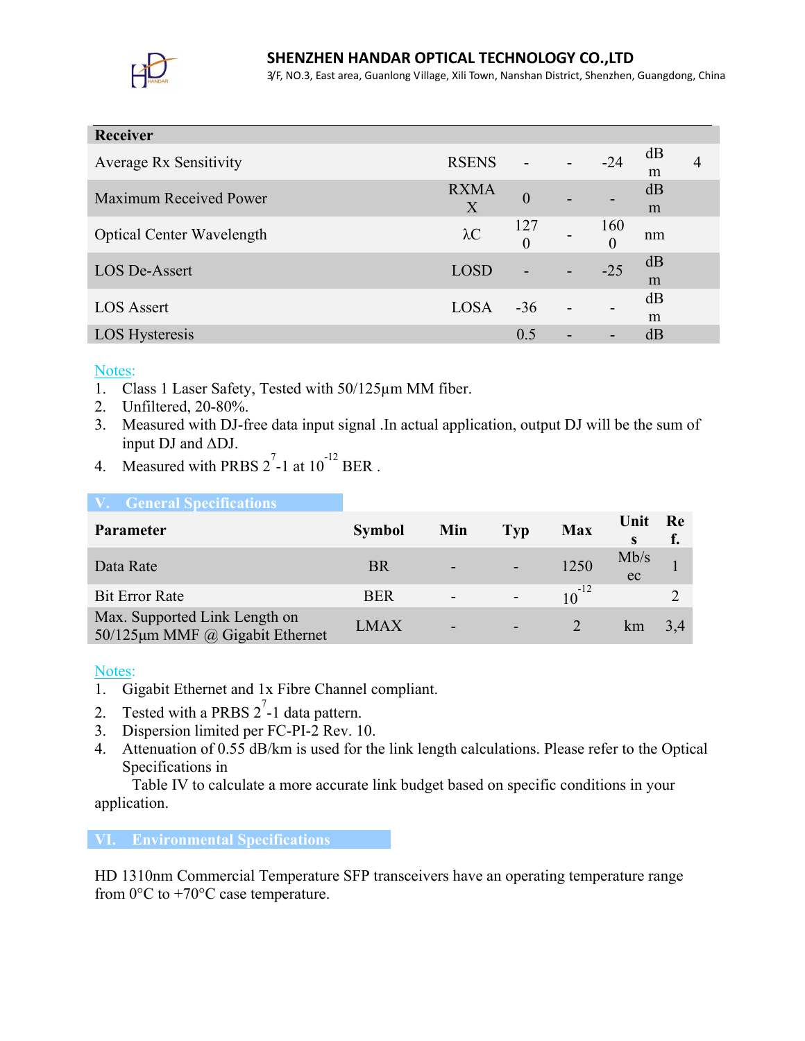| Receiver | | | | | | |
| --- | --- | --- | --- | --- | --- | --- |
| Average Rx Sensitivity | RSENS | - | - | -24 | dBm | 4 |
| Maximum Received Power | RXMAX | 0 | - | - | dBm | |
| Optical Center Wavelength | λC | 1270 | - | 1600 | nm | |
| LOS De-Assert | LOSD | - | - | -25 | dBm | |
| LOS Assert | LOSA | -36 | - | - | dBm | |
| LOS Hysteresis | | 0.5 | - | - | dB | |

Notes:

1. Class 1 Laser Safety, Tested with 50/125µm MM fiber.
2. Unfiltered, 20-80%.
3. Measured with DJ-free data input signal .In actual application, output DJ will be the sum of input DJ and ΔDJ.
4. Measured with PRBS $2^7$-1 at $10^{-12}$ BER .

## V. General Specifications

| Parameter | Symbol | Min | Typ | Max | Units | Ref. |
| --- | --- | --- | --- | --- | --- | --- |
| Data Rate | BR | - | - | 1250 | Mb/sec | 1 |
| Bit Error Rate | BER | - | - | $10^{-12}$ | | 2 |
| Max. Supported Link Length on 50/125µm MMF @ Gigabit Ethernet | LMAX | - | - | 2 | km | 3,4 |

Notes:

1. Gigabit Ethernet and 1x Fibre Channel compliant.
2. Tested with a PRBS $2^7$-1 data pattern.
3. Dispersion limited per FC-PI-2 Rev. 10.
4. Attenuation of 0.55 dB/km is used for the link length calculations. Please refer to the Optical Specifications in Table IV to calculate a more accurate link budget based on specific conditions in your application.

## VI. Environmental Specifications

HD 1310nm Commercial Temperature SFP transceivers have an operating temperature range from 0°C to +70°C case temperature.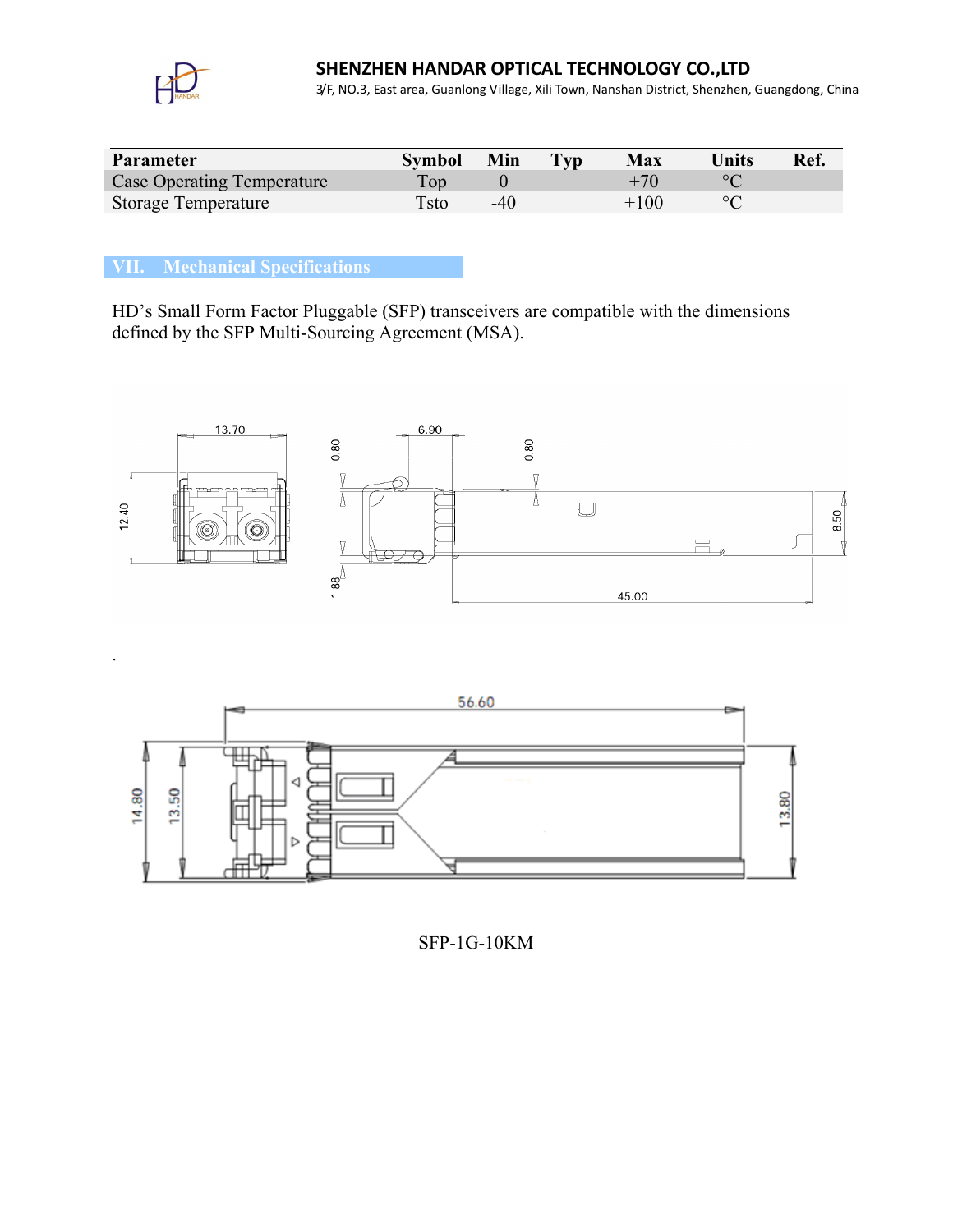| Parameter | Symbol | Min | Typ | Max | Units | Ref. |
|---|---|---|---|---|---|---|
| Case Operating Temperature | Top | 0 | | +70 | °C | |
| Storage Temperature | Tsto | -40 | | +100 | °C | |

## VII. Mechanical Specifications

HD's Small Form Factor Pluggable (SFP) transceivers are compatible with the dimensions defined by the SFP Multi-Sourcing Agreement (MSA).

.

SFP-1G-10KM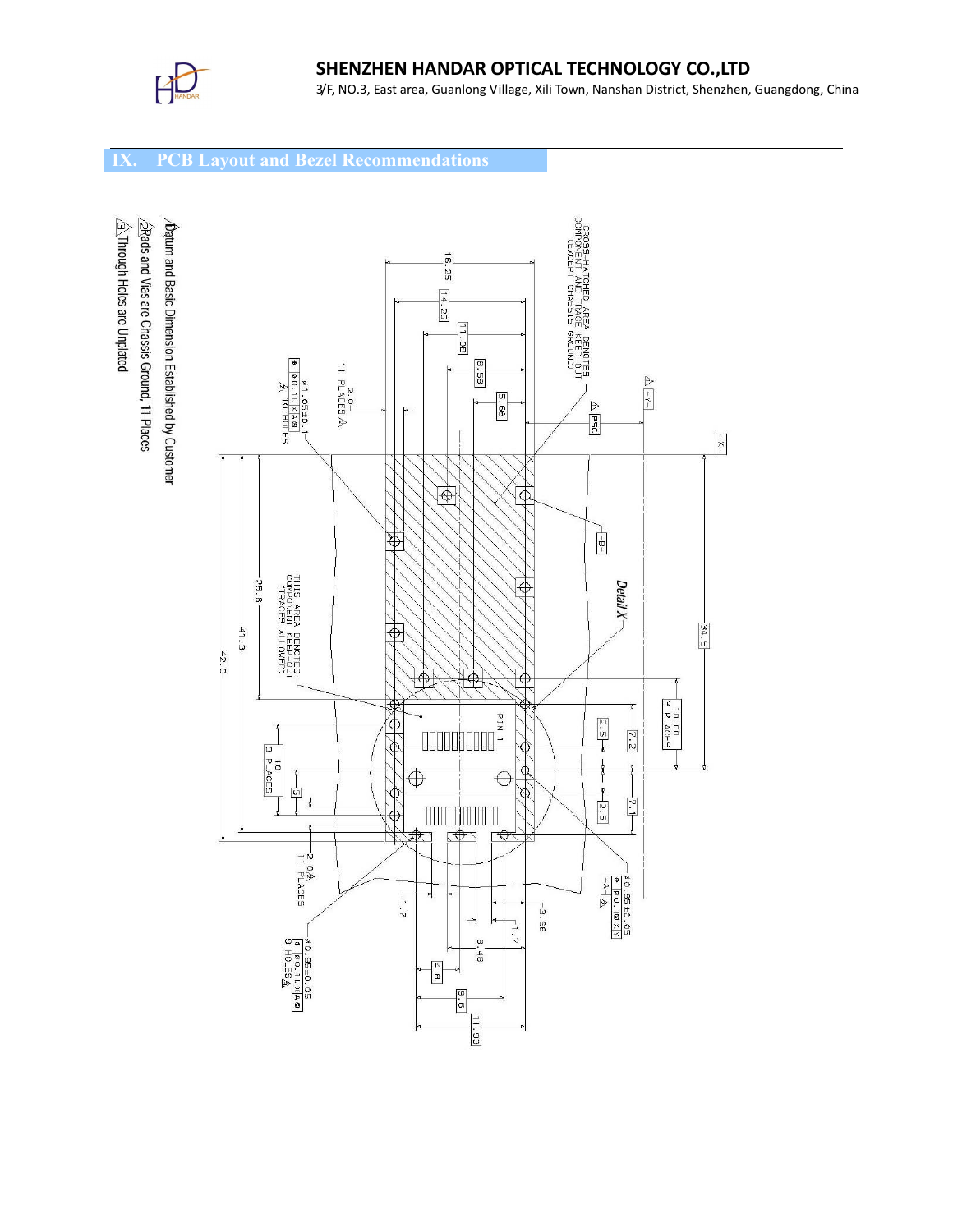## IX. PCB Layout and Bezel Recommendations

CROSS-HATCHED AREA DENOTES COMPONENT AND TRACE KEEP-OUT (EXCEPT CHASSIS GROUND)

THIS AREA DENOTES COMPONENT KEEP-OUT (TRACES ALLOWED)

Detail X

PIN 1

16.25, 14.25, 11.08, 8.58, 5.68, BSC, 34.5, 10.00 9 PLACES, 7.2, 2.5, 7.1, 2.5, 26.8, 41.3, 42.3, 10 3 PLACES, 5, 2.0 11 PLACES, 1.7, 3.68, 1.7, 8.48, 4.8, 9.6, 11.93

2.0 11 PLACES

ø1.05±0.1 ⌖ ø0.1 L X A ⓢ 10 HOLES

ø0.85±0.05 ⌖ ø0.1 ⓢ X Y

ø0.95±0.05 ⌖ ø0.1 X A ⓢ 9 HOLES

-X-, -Y-, -A-, -B-

1. Datum and Basic Dimension Established by Customer
2. Pads and Vias are Chassis Ground, 11 Places
3. Through Holes are Unplated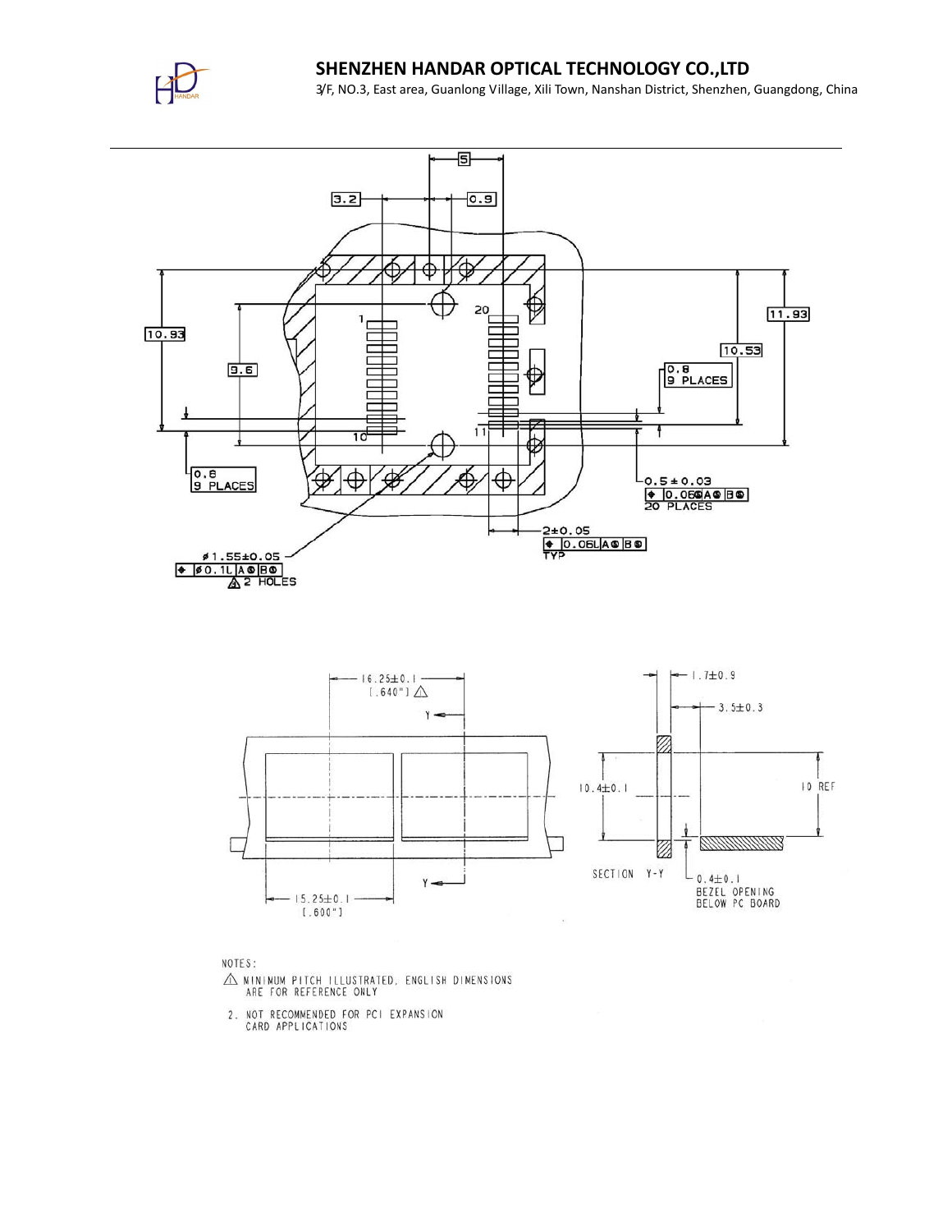5

3.2

0.9

20

1

10.93

9.6

10

11

11.93

10.53

0.8
9 PLACES

0.8
9 PLACES

0.5±0.03
0.06Ⓢ A Ⓢ B Ⓢ
20 PLACES

2±0.05
0.06L A Ⓢ B Ⓢ
TYP

ø1.55±0.05
ø0.1L A Ⓢ B Ⓢ
2 HOLES

16.25±0.1
[.640"]

Y

Y

15.25±0.1
[.600"]

1.7±0.9

3.5±0.3

10.4±0.1

10 REF

SECTION Y-Y

0.4±0.1
BEZEL OPENING
BELOW PC BOARD

NOTES:

1. MINIMUM PITCH ILLUSTRATED. ENGLISH DIMENSIONS ARE FOR REFERENCE ONLY
2. NOT RECOMMENDED FOR PCI EXPANSION CARD APPLICATIONS